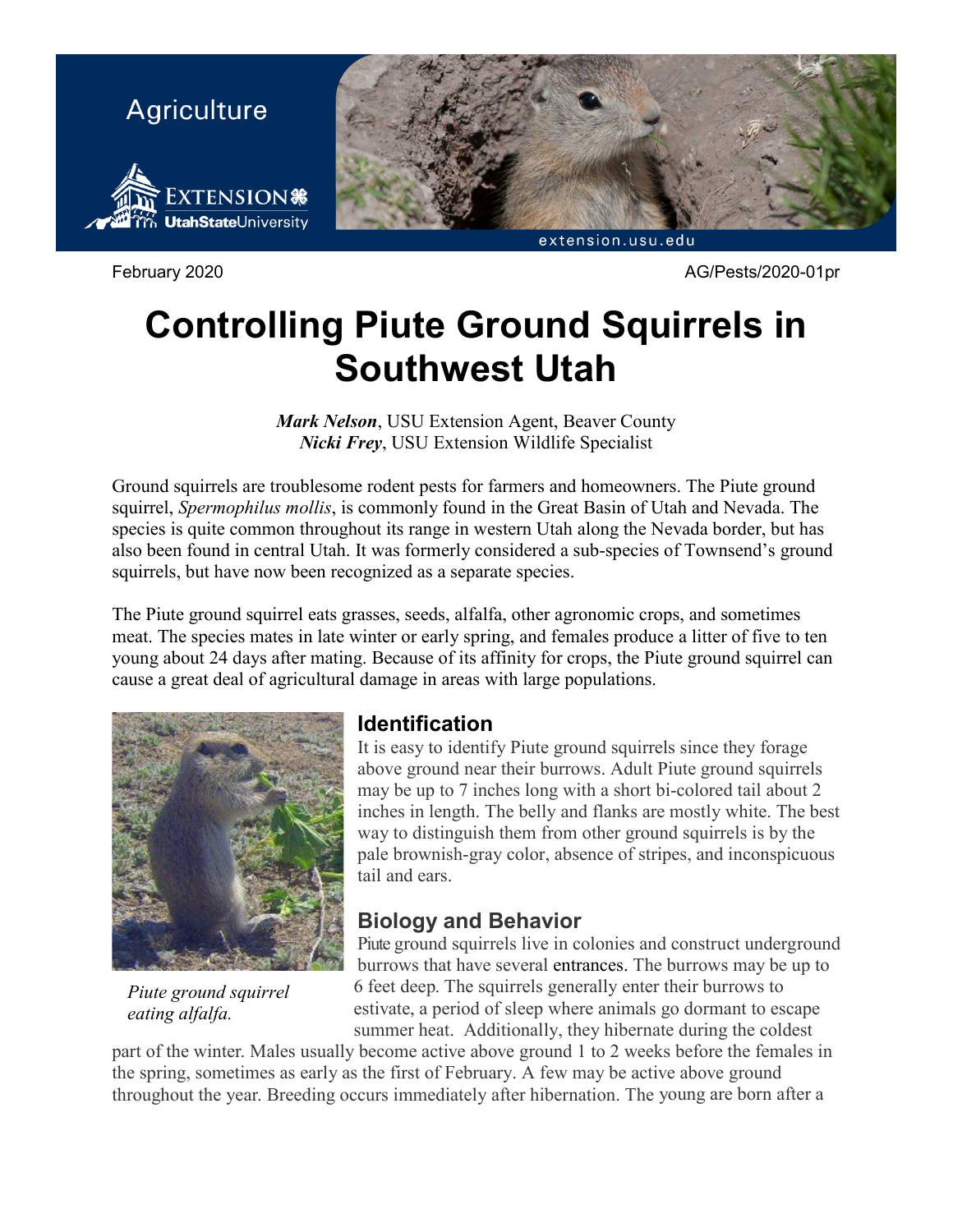Agriculture

Extension UtahStateUniversity

extension.usu.edu

February 2020 AG/Pests/2020-01pr

# Controlling Piute Ground Squirrels in Southwest Utah

***Mark Nelson***, USU Extension Agent, Beaver County
***Nicki Frey***, USU Extension Wildlife Specialist

Ground squirrels are troublesome rodent pests for farmers and homeowners. The Piute ground squirrel, *Spermophilus mollis*, is commonly found in the Great Basin of Utah and Nevada. The species is quite common throughout its range in western Utah along the Nevada border, but has also been found in central Utah. It was formerly considered a sub-species of Townsend's ground squirrels, but have now been recognized as a separate species.

The Piute ground squirrel eats grasses, seeds, alfalfa, other agronomic crops, and sometimes meat. The species mates in late winter or early spring, and females produce a litter of five to ten young about 24 days after mating. Because of its affinity for crops, the Piute ground squirrel can cause a great deal of agricultural damage in areas with large populations.

*Piute ground squirrel eating alfalfa.*

## Identification

It is easy to identify Piute ground squirrels since they forage above ground near their burrows. Adult Piute ground squirrels may be up to 7 inches long with a short bi-colored tail about 2 inches in length. The belly and flanks are mostly white. The best way to distinguish them from other ground squirrels is by the pale brownish-gray color, absence of stripes, and inconspicuous tail and ears.

## Biology and Behavior

Piute ground squirrels live in colonies and construct underground burrows that have several entrances. The burrows may be up to 6 feet deep. The squirrels generally enter their burrows to estivate, a period of sleep where animals go dormant to escape summer heat. Additionally, they hibernate during the coldest part of the winter. Males usually become active above ground 1 to 2 weeks before the females in the spring, sometimes as early as the first of February. A few may be active above ground throughout the year. Breeding occurs immediately after hibernation. The young are born after a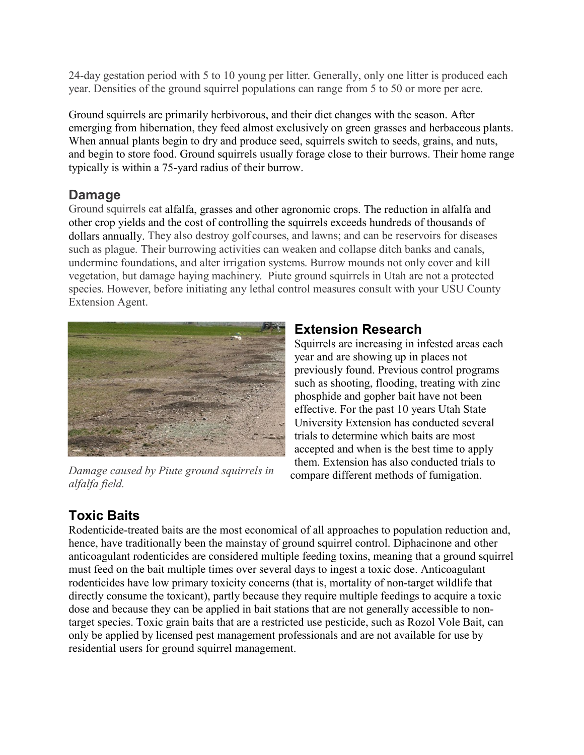24-day gestation period with 5 to 10 young per litter. Generally, only one litter is produced each year. Densities of the ground squirrel populations can range from 5 to 50 or more per acre.

Ground squirrels are primarily herbivorous, and their diet changes with the season. After emerging from hibernation, they feed almost exclusively on green grasses and herbaceous plants. When annual plants begin to dry and produce seed, squirrels switch to seeds, grains, and nuts, and begin to store food. Ground squirrels usually forage close to their burrows. Their home range typically is within a 75-yard radius of their burrow.

## Damage

Ground squirrels eat alfalfa, grasses and other agronomic crops. The reduction in alfalfa and other crop yields and the cost of controlling the squirrels exceeds hundreds of thousands of dollars annually. They also destroy golf courses, and lawns; and can be reservoirs for diseases such as plague. Their burrowing activities can weaken and collapse ditch banks and canals, undermine foundations, and alter irrigation systems. Burrow mounds not only cover and kill vegetation, but damage haying machinery. Piute ground squirrels in Utah are not a protected species. However, before initiating any lethal control measures consult with your USU County Extension Agent.

*Damage caused by Piute ground squirrels in alfalfa field.*

## Extension Research

Squirrels are increasing in infested areas each year and are showing up in places not previously found. Previous control programs such as shooting, flooding, treating with zinc phosphide and gopher bait have not been effective. For the past 10 years Utah State University Extension has conducted several trials to determine which baits are most accepted and when is the best time to apply them. Extension has also conducted trials to compare different methods of fumigation.

## Toxic Baits

Rodenticide-treated baits are the most economical of all approaches to population reduction and, hence, have traditionally been the mainstay of ground squirrel control. Diphacinone and other anticoagulant rodenticides are considered multiple feeding toxins, meaning that a ground squirrel must feed on the bait multiple times over several days to ingest a toxic dose. Anticoagulant rodenticides have low primary toxicity concerns (that is, mortality of non-target wildlife that directly consume the toxicant), partly because they require multiple feedings to acquire a toxic dose and because they can be applied in bait stations that are not generally accessible to non-target species. Toxic grain baits that are a restricted use pesticide, such as Rozol Vole Bait, can only be applied by licensed pest management professionals and are not available for use by residential users for ground squirrel management.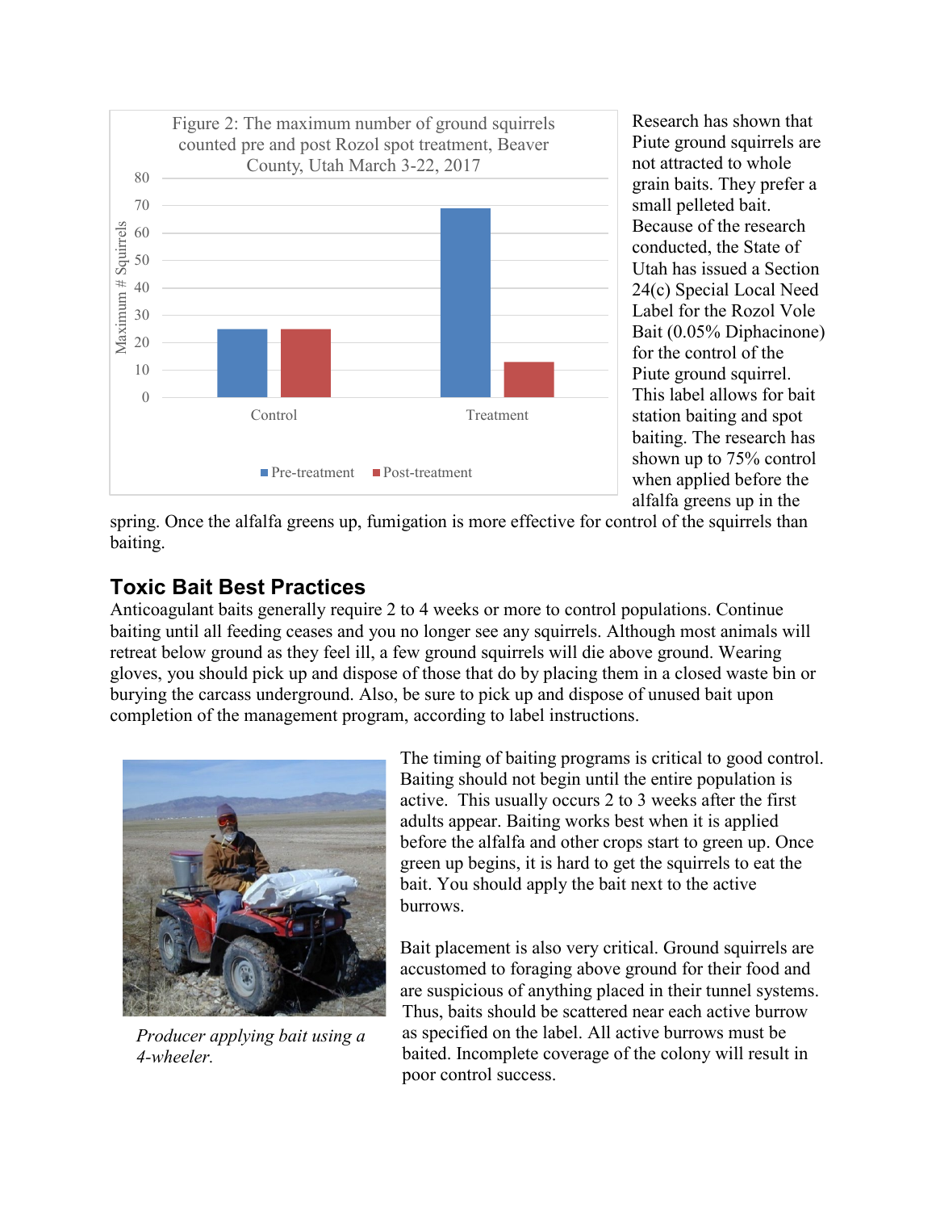Research has shown that Piute ground squirrels are not attracted to whole grain baits. They prefer a small pelleted bait. Because of the research conducted, the State of Utah has issued a Section 24(c) Special Local Need Label for the Rozol Vole Bait (0.05% Diphacinone) for the control of the Piute ground squirrel. This label allows for bait station baiting and spot baiting. The research has shown up to 75% control when applied before the alfalfa greens up in the spring. Once the alfalfa greens up, fumigation is more effective for control of the squirrels than baiting.

Figure 2: The maximum number of ground squirrels counted pre and post Rozol spot treatment, Beaver County, Utah March 3-22, 2017

## Toxic Bait Best Practices

Anticoagulant baits generally require 2 to 4 weeks or more to control populations. Continue baiting until all feeding ceases and you no longer see any squirrels. Although most animals will retreat below ground as they feel ill, a few ground squirrels will die above ground. Wearing gloves, you should pick up and dispose of those that do by placing them in a closed waste bin or burying the carcass underground. Also, be sure to pick up and dispose of unused bait upon completion of the management program, according to label instructions.

*Producer applying bait using a 4-wheeler.*

The timing of baiting programs is critical to good control. Baiting should not begin until the entire population is active. This usually occurs 2 to 3 weeks after the first adults appear. Baiting works best when it is applied before the alfalfa and other crops start to green up. Once green up begins, it is hard to get the squirrels to eat the bait. You should apply the bait next to the active burrows.

Bait placement is also very critical. Ground squirrels are accustomed to foraging above ground for their food and are suspicious of anything placed in their tunnel systems. Thus, baits should be scattered near each active burrow as specified on the label. All active burrows must be baited. Incomplete coverage of the colony will result in poor control success.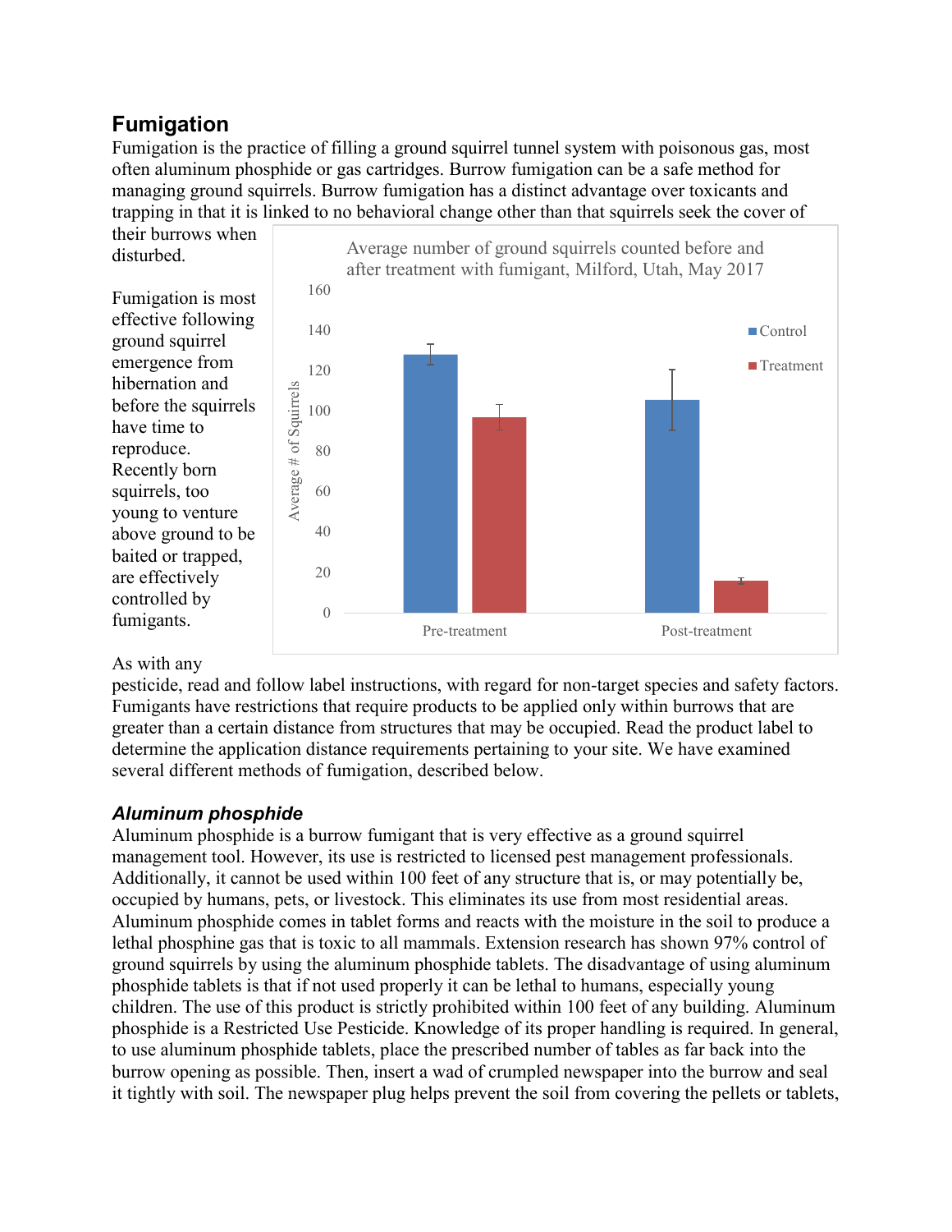## Fumigation

Fumigation is the practice of filling a ground squirrel tunnel system with poisonous gas, most often aluminum phosphide or gas cartridges. Burrow fumigation can be a safe method for managing ground squirrels. Burrow fumigation has a distinct advantage over toxicants and trapping in that it is linked to no behavioral change other than that squirrels seek the cover of their burrows when disturbed.

Fumigation is most effective following ground squirrel emergence from hibernation and before the squirrels have time to reproduce. Recently born squirrels, too young to venture above ground to be baited or trapped, are effectively controlled by fumigants.

Average number of ground squirrels counted before and after treatment with fumigant, Milford, Utah, May 2017

As with any pesticide, read and follow label instructions, with regard for non-target species and safety factors. Fumigants have restrictions that require products to be applied only within burrows that are greater than a certain distance from structures that may be occupied. Read the product label to determine the application distance requirements pertaining to your site. We have examined several different methods of fumigation, described below.

### *Aluminum phosphide*

Aluminum phosphide is a burrow fumigant that is very effective as a ground squirrel management tool. However, its use is restricted to licensed pest management professionals. Additionally, it cannot be used within 100 feet of any structure that is, or may potentially be, occupied by humans, pets, or livestock. This eliminates its use from most residential areas. Aluminum phosphide comes in tablet forms and reacts with the moisture in the soil to produce a lethal phosphine gas that is toxic to all mammals. Extension research has shown 97% control of ground squirrels by using the aluminum phosphide tablets. The disadvantage of using aluminum phosphide tablets is that if not used properly it can be lethal to humans, especially young children. The use of this product is strictly prohibited within 100 feet of any building. Aluminum phosphide is a Restricted Use Pesticide. Knowledge of its proper handling is required. In general, to use aluminum phosphide tablets, place the prescribed number of tables as far back into the burrow opening as possible. Then, insert a wad of crumpled newspaper into the burrow and seal it tightly with soil. The newspaper plug helps prevent the soil from covering the pellets or tablets,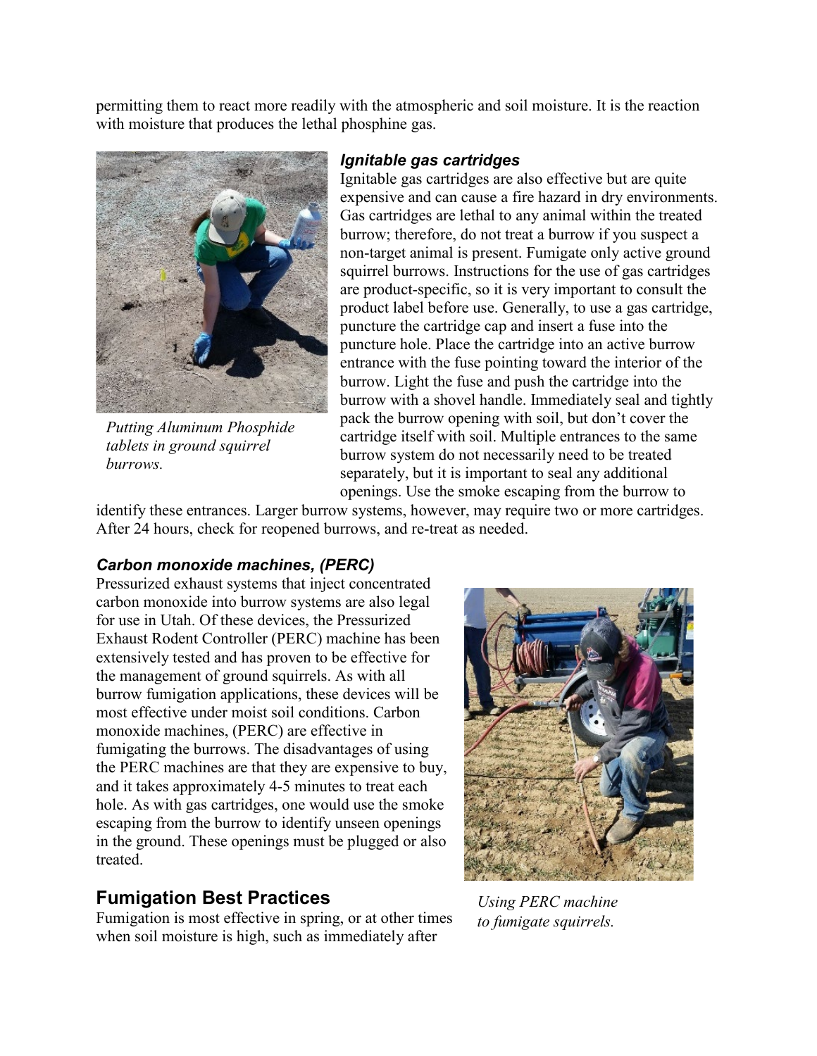permitting them to react more readily with the atmospheric and soil moisture. It is the reaction with moisture that produces the lethal phosphine gas.

*Putting Aluminum Phosphide tablets in ground squirrel burrows.*

### *Ignitable gas cartridges*

Ignitable gas cartridges are also effective but are quite expensive and can cause a fire hazard in dry environments. Gas cartridges are lethal to any animal within the treated burrow; therefore, do not treat a burrow if you suspect a non-target animal is present. Fumigate only active ground squirrel burrows. Instructions for the use of gas cartridges are product-specific, so it is very important to consult the product label before use. Generally, to use a gas cartridge, puncture the cartridge cap and insert a fuse into the puncture hole. Place the cartridge into an active burrow entrance with the fuse pointing toward the interior of the burrow. Light the fuse and push the cartridge into the burrow with a shovel handle. Immediately seal and tightly pack the burrow opening with soil, but don't cover the cartridge itself with soil. Multiple entrances to the same burrow system do not necessarily need to be treated separately, but it is important to seal any additional openings. Use the smoke escaping from the burrow to identify these entrances. Larger burrow systems, however, may require two or more cartridges. After 24 hours, check for reopened burrows, and re-treat as needed.

### *Carbon monoxide machines, (PERC)*

Pressurized exhaust systems that inject concentrated carbon monoxide into burrow systems are also legal for use in Utah. Of these devices, the Pressurized Exhaust Rodent Controller (PERC) machine has been extensively tested and has proven to be effective for the management of ground squirrels. As with all burrow fumigation applications, these devices will be most effective under moist soil conditions. Carbon monoxide machines, (PERC) are effective in fumigating the burrows. The disadvantages of using the PERC machines are that they are expensive to buy, and it takes approximately 4-5 minutes to treat each hole. As with gas cartridges, one would use the smoke escaping from the burrow to identify unseen openings in the ground. These openings must be plugged or also treated.

*Using PERC machine to fumigate squirrels.*

## Fumigation Best Practices

Fumigation is most effective in spring, or at other times when soil moisture is high, such as immediately after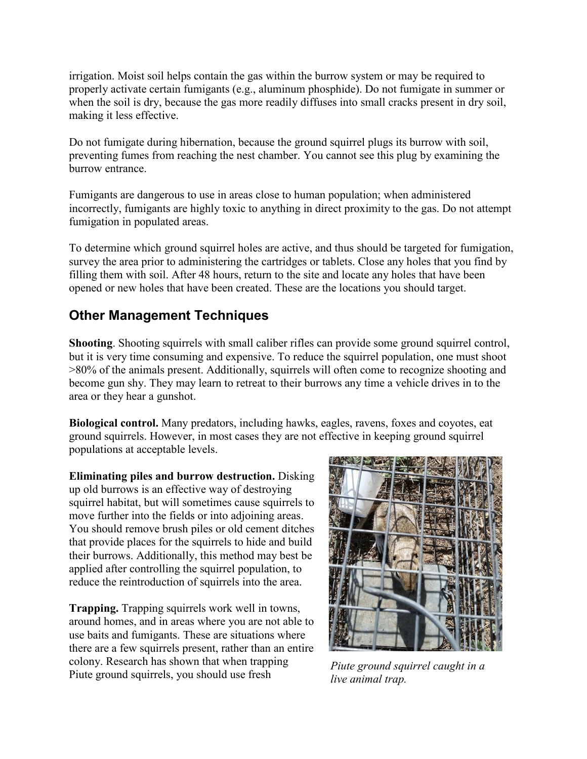irrigation. Moist soil helps contain the gas within the burrow system or may be required to properly activate certain fumigants (e.g., aluminum phosphide). Do not fumigate in summer or when the soil is dry, because the gas more readily diffuses into small cracks present in dry soil, making it less effective.

Do not fumigate during hibernation, because the ground squirrel plugs its burrow with soil, preventing fumes from reaching the nest chamber. You cannot see this plug by examining the burrow entrance.

Fumigants are dangerous to use in areas close to human population; when administered incorrectly, fumigants are highly toxic to anything in direct proximity to the gas. Do not attempt fumigation in populated areas.

To determine which ground squirrel holes are active, and thus should be targeted for fumigation, survey the area prior to administering the cartridges or tablets. Close any holes that you find by filling them with soil. After 48 hours, return to the site and locate any holes that have been opened or new holes that have been created. These are the locations you should target.

## Other Management Techniques

**Shooting**. Shooting squirrels with small caliber rifles can provide some ground squirrel control, but it is very time consuming and expensive. To reduce the squirrel population, one must shoot >80% of the animals present. Additionally, squirrels will often come to recognize shooting and become gun shy. They may learn to retreat to their burrows any time a vehicle drives in to the area or they hear a gunshot.

**Biological control.** Many predators, including hawks, eagles, ravens, foxes and coyotes, eat ground squirrels. However, in most cases they are not effective in keeping ground squirrel populations at acceptable levels.

**Eliminating piles and burrow destruction.** Disking up old burrows is an effective way of destroying squirrel habitat, but will sometimes cause squirrels to move further into the fields or into adjoining areas. You should remove brush piles or old cement ditches that provide places for the squirrels to hide and build their burrows. Additionally, this method may best be applied after controlling the squirrel population, to reduce the reintroduction of squirrels into the area.

**Trapping.** Trapping squirrels work well in towns, around homes, and in areas where you are not able to use baits and fumigants. These are situations where there are a few squirrels present, rather than an entire colony. Research has shown that when trapping Piute ground squirrels, you should use fresh

*Piute ground squirrel caught in a live animal trap.*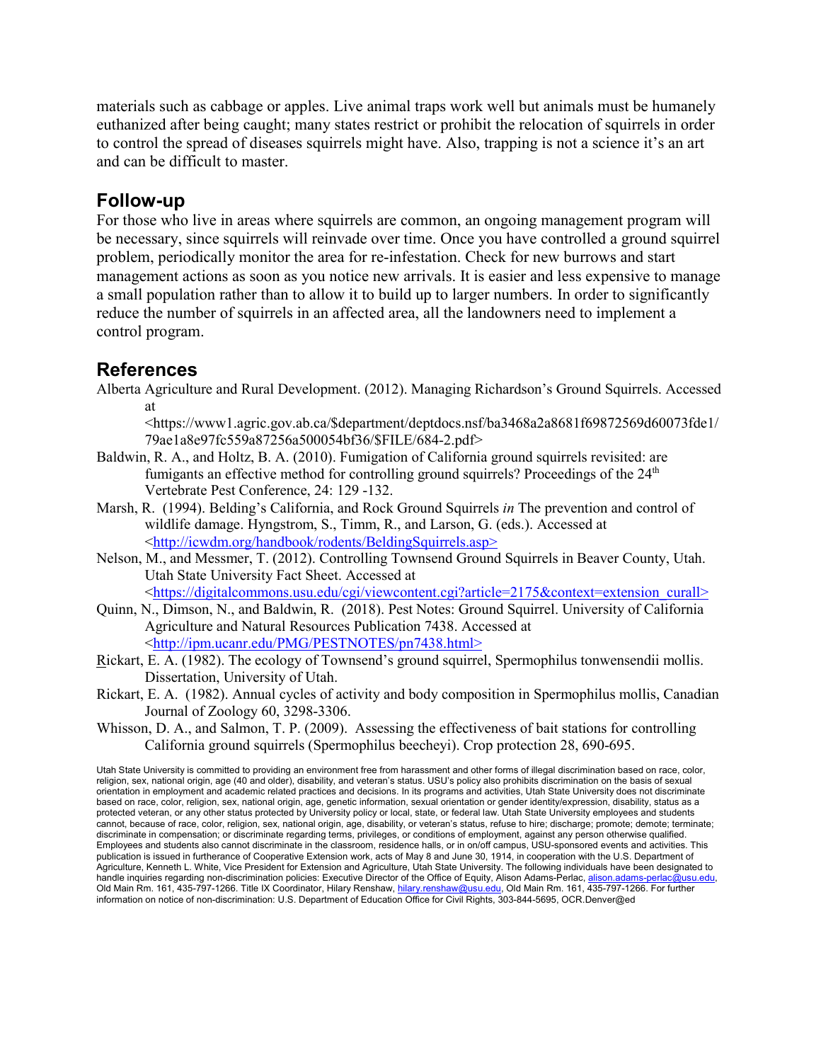materials such as cabbage or apples. Live animal traps work well but animals must be humanely euthanized after being caught; many states restrict or prohibit the relocation of squirrels in order to control the spread of diseases squirrels might have. Also, trapping is not a science it's an art and can be difficult to master.

## Follow-up

For those who live in areas where squirrels are common, an ongoing management program will be necessary, since squirrels will reinvade over time. Once you have controlled a ground squirrel problem, periodically monitor the area for re-infestation. Check for new burrows and start management actions as soon as you notice new arrivals. It is easier and less expensive to manage a small population rather than to allow it to build up to larger numbers. In order to significantly reduce the number of squirrels in an affected area, all the landowners need to implement a control program.

## References

Alberta Agriculture and Rural Development. (2012). Managing Richardson's Ground Squirrels. Accessed at <https://www1.agric.gov.ab.ca/$department/deptdocs.nsf/ba3468a2a8681f69872569d60073fde1/79ae1a8e97fc559a87256a500054bf36/$FILE/684-2.pdf>

Baldwin, R. A., and Holtz, B. A. (2010). Fumigation of California ground squirrels revisited: are fumigants an effective method for controlling ground squirrels? Proceedings of the 24th Vertebrate Pest Conference, 24: 129 -132.

Marsh, R. (1994). Belding's California, and Rock Ground Squirrels *in* The prevention and control of wildlife damage. Hyngstrom, S., Timm, R., and Larson, G. (eds.). Accessed at <http://icwdm.org/handbook/rodents/BeldingSquirrels.asp>

Nelson, M., and Messmer, T. (2012). Controlling Townsend Ground Squirrels in Beaver County, Utah. Utah State University Fact Sheet. Accessed at <https://digitalcommons.usu.edu/cgi/viewcontent.cgi?article=2175&context=extension_curall>

Quinn, N., Dimson, N., and Baldwin, R. (2018). Pest Notes: Ground Squirrel. University of California Agriculture and Natural Resources Publication 7438. Accessed at <http://ipm.ucanr.edu/PMG/PESTNOTES/pn7438.html>

Rickart, E. A. (1982). The ecology of Townsend's ground squirrel, Spermophilus tonwensendii mollis. Dissertation, University of Utah.

Rickart, E. A. (1982). Annual cycles of activity and body composition in Spermophilus mollis, Canadian Journal of Zoology 60, 3298-3306.

Whisson, D. A., and Salmon, T. P. (2009). Assessing the effectiveness of bait stations for controlling California ground squirrels (Spermophilus beecheyi). Crop protection 28, 690-695.

Utah State University is committed to providing an environment free from harassment and other forms of illegal discrimination based on race, color, religion, sex, national origin, age (40 and older), disability, and veteran's status. USU's policy also prohibits discrimination on the basis of sexual orientation in employment and academic related practices and decisions. In its programs and activities, Utah State University does not discriminate based on race, color, religion, sex, national origin, age, genetic information, sexual orientation or gender identity/expression, disability, status as a protected veteran, or any other status protected by University policy or local, state, or federal law. Utah State University employees and students cannot, because of race, color, religion, sex, national origin, age, disability, or veteran's status, refuse to hire; discharge; promote; demote; terminate; discriminate in compensation; or discriminate regarding terms, privileges, or conditions of employment, against any person otherwise qualified. Employees and students also cannot discriminate in the classroom, residence halls, or in on/off campus, USU-sponsored events and activities. This publication is issued in furtherance of Cooperative Extension work, acts of May 8 and June 30, 1914, in cooperation with the U.S. Department of Agriculture, Kenneth L. White, Vice President for Extension and Agriculture, Utah State University. The following individuals have been designated to handle inquiries regarding non-discrimination policies: Executive Director of the Office of Equity, Alison Adams-Perlac, alison.adams-perlac@usu.edu, Old Main Rm. 161, 435-797-1266. Title IX Coordinator, Hilary Renshaw, hilary.renshaw@usu.edu, Old Main Rm. 161, 435-797-1266. For further information on notice of non-discrimination: U.S. Department of Education Office for Civil Rights, 303-844-5695, OCR.Denver@ed